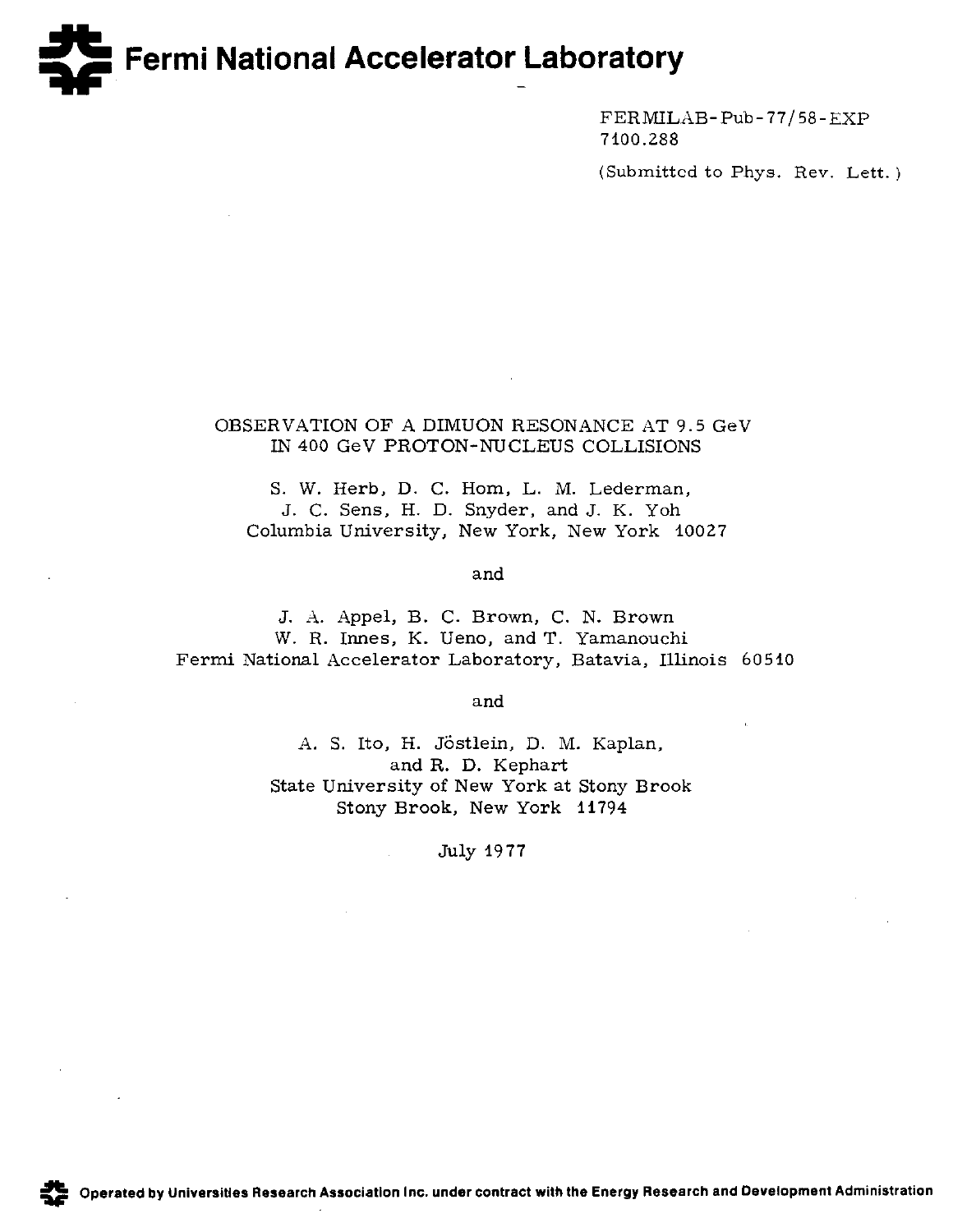# Fermi National Accelerator Laboratory

FERMILAB-Pub-77/58-EXP
7100.288

(Submitted to Phys. Rev. Lett.)

## OBSERVATION OF A DIMUON RESONANCE AT 9.5 GeV IN 400 GeV PROTON-NUCLEUS COLLISIONS

S. W. Herb, D. C. Hom, L. M. Lederman,
J. C. Sens, H. D. Snyder, and J. K. Yoh
Columbia University, New York, New York 10027

and

J. A. Appel, B. C. Brown, C. N. Brown
W. R. Innes, K. Ueno, and T. Yamanouchi
Fermi National Accelerator Laboratory, Batavia, Illinois 60510

and

A. S. Ito, H. Jöstlein, D. M. Kaplan,
and R. D. Kephart
State University of New York at Stony Brook
Stony Brook, New York 11794

July 1977

Operated by Universities Research Association Inc. under contract with the Energy Research and Development Administration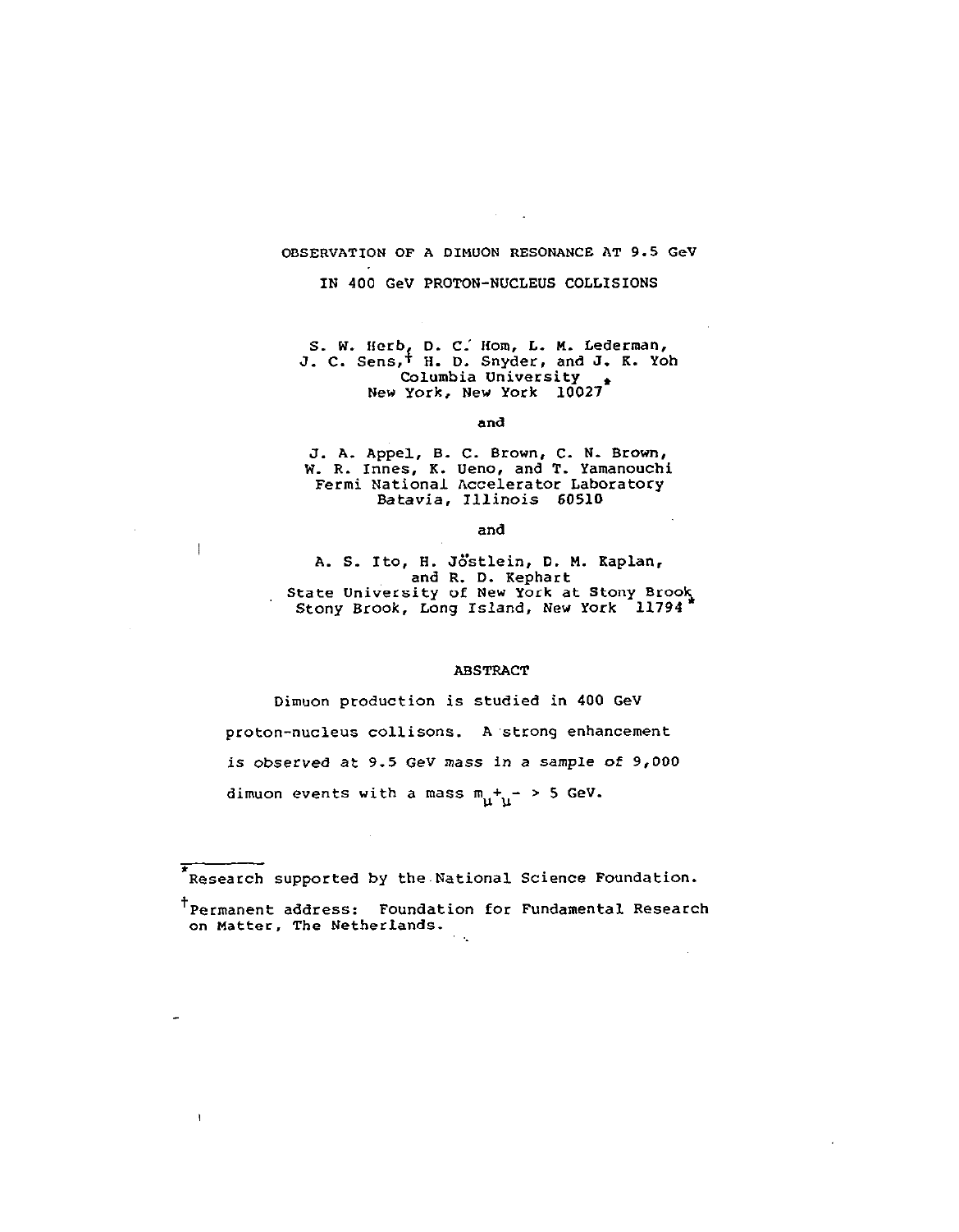# OBSERVATION OF A DIMUON RESONANCE AT 9.5 GeV IN 400 GeV PROTON-NUCLEUS COLLISIONS

S. W. Herb, D. C. Hom, L. M. Lederman, J. C. Sens,[†] H. D. Snyder, and J. K. Yoh
Columbia University
New York, New York 10027[*]

and

J. A. Appel, B. C. Brown, C. N. Brown, W. R. Innes, K. Ueno, and T. Yamanouchi
Fermi National Accelerator Laboratory
Batavia, Illinois 60510

and

A. S. Ito, H. Jöstlein, D. M. Kaplan, and R. D. Kephart
State University of New York at Stony Brook
Stony Brook, Long Island, New York 11794[*]

## ABSTRACT

Dimuon production is studied in 400 GeV proton-nucleus collisons. A strong enhancement is observed at 9.5 GeV mass in a sample of 9,000 dimuon events with a mass $m_{\mu^+\mu^-} > 5$ GeV.

---

[*] Research supported by the National Science Foundation.

[†] Permanent address: Foundation for Fundamental Research on Matter, The Netherlands.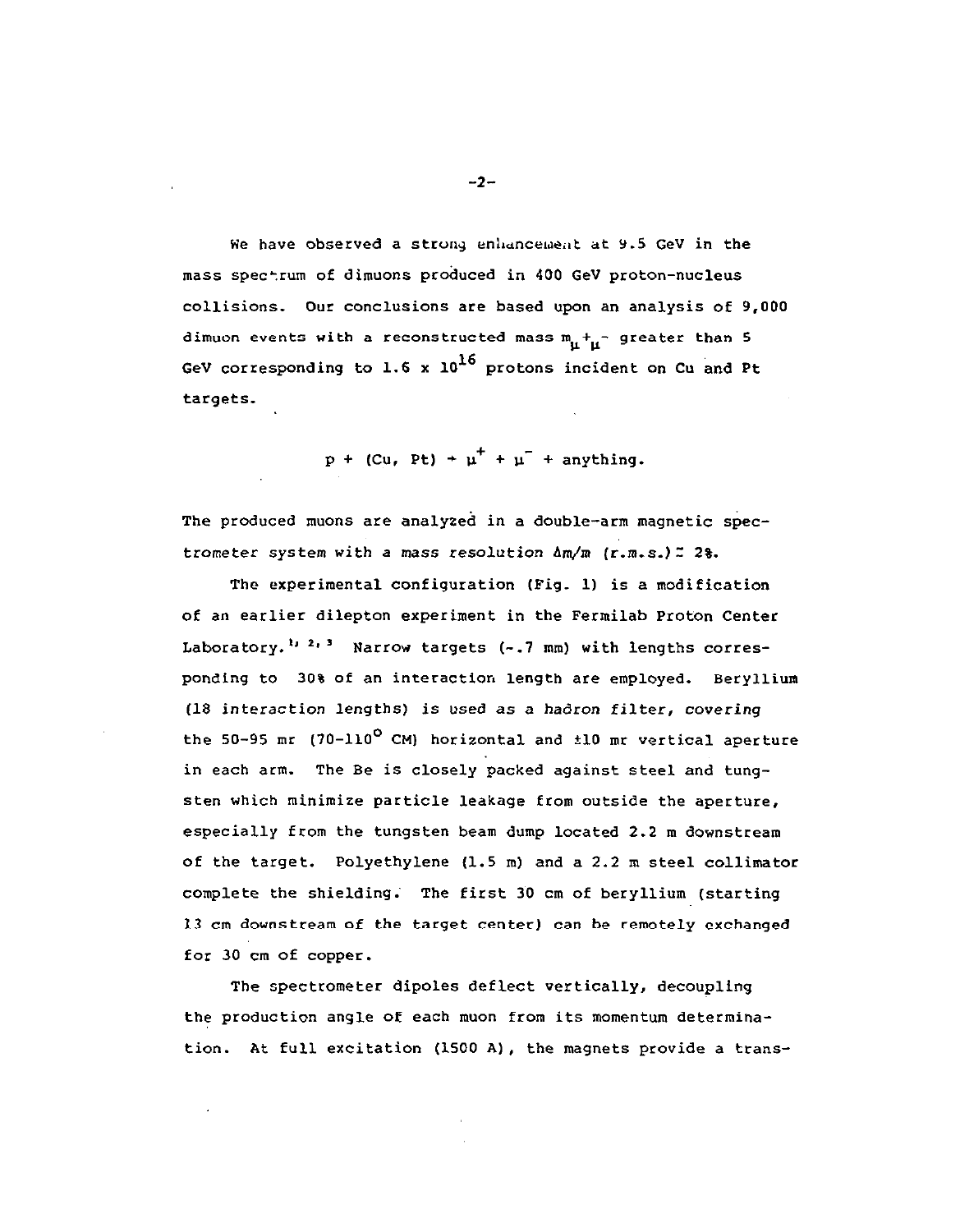We have observed a strong enhancement at 9.5 GeV in the mass spectrum of dimuons produced in 400 GeV proton-nucleus collisions. Our conclusions are based upon an analysis of 9,000 dimuon events with a reconstructed mass $m_{\mu^+\mu^-}$ greater than 5 GeV corresponding to $1.6 \times 10^{16}$ protons incident on Cu and Pt targets.

$$p + (\text{Cu, Pt}) \rightarrow \mu^+ + \mu^- + \text{anything.}$$

The produced muons are analyzed in a double-arm magnetic spectrometer system with a mass resolution $\Delta m/m$ (r.m.s.) $\simeq$ 2%.

The experimental configuration (Fig. 1) is a modification of an earlier dilepton experiment in the Fermilab Proton Center Laboratory.[1,2,3] Narrow targets (~.7 mm) with lengths corresponding to 30% of an interaction length are employed. Beryllium (18 interaction lengths) is used as a hadron filter, covering the 50-95 mr (70-110° CM) horizontal and ±10 mr vertical aperture in each arm. The Be is closely packed against steel and tungsten which minimize particle leakage from outside the aperture, especially from the tungsten beam dump located 2.2 m downstream of the target. Polyethylene (1.5 m) and a 2.2 m steel collimator complete the shielding. The first 30 cm of beryllium (starting 13 cm downstream of the target center) can be remotely exchanged for 30 cm of copper.

The spectrometer dipoles deflect vertically, decoupling the production angle of each muon from its momentum determination. At full excitation (1500 A), the magnets provide a trans-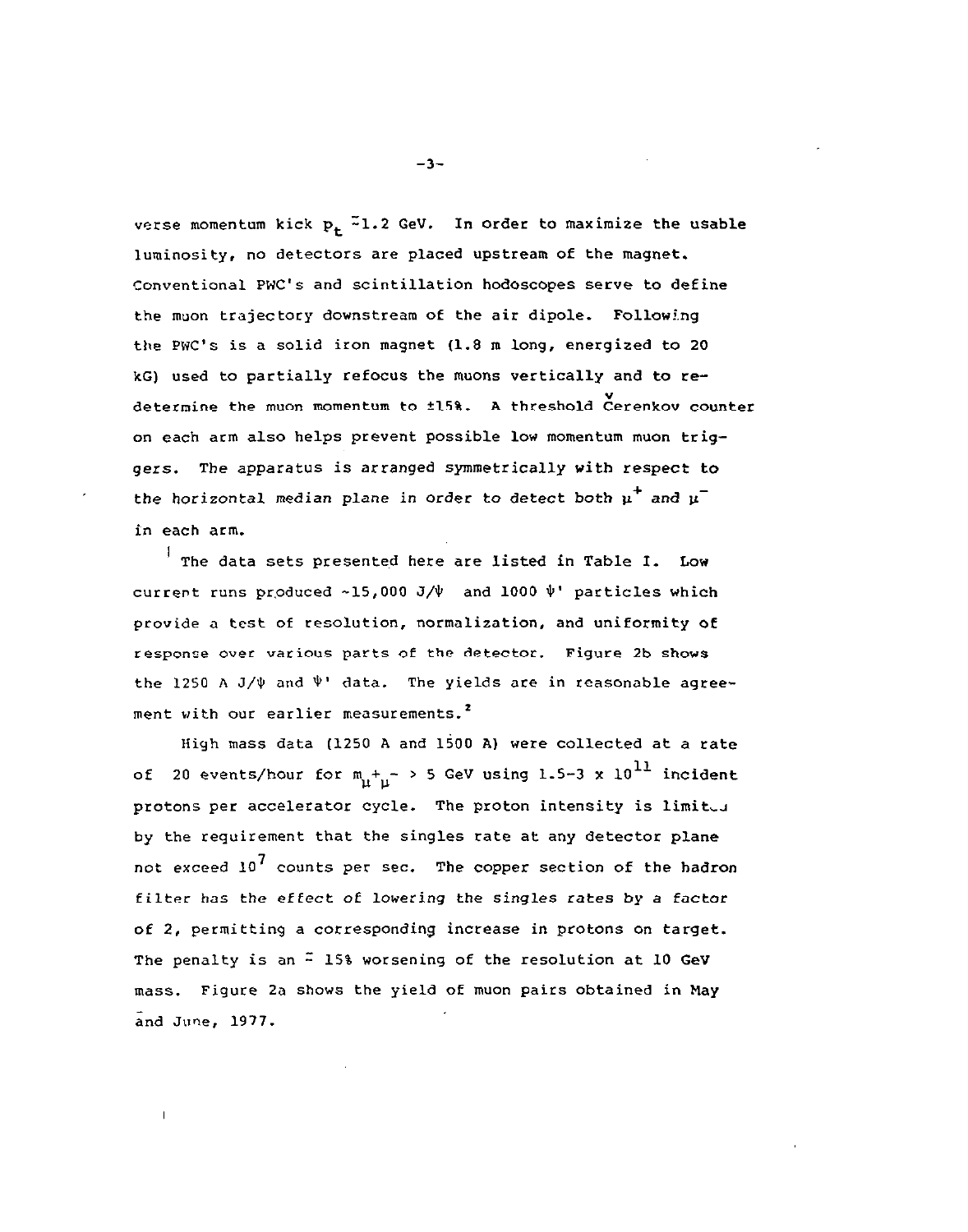verse momentum kick $p_t \simeq 1.2$ GeV. In order to maximize the usable luminosity, no detectors are placed upstream of the magnet. Conventional PWC's and scintillation hodoscopes serve to define the muon trajectory downstream of the air dipole. Following the PWC's is a solid iron magnet (1.8 m long, energized to 20 kG) used to partially refocus the muons vertically and to redetermine the muon momentum to ±15%. A threshold Čerenkov counter on each arm also helps prevent possible low momentum muon triggers. The apparatus is arranged symmetrically with respect to the horizontal median plane in order to detect both $\mu^+$ and $\mu^-$ in each arm.

The data sets presented here are listed in Table I. Low current runs produced ~15,000 $J/\psi$ and 1000 $\psi'$ particles which provide a test of resolution, normalization, and uniformity of response over various parts of the detector. Figure 2b shows the 1250 A $J/\psi$ and $\psi'$ data. The yields are in reasonable agreement with our earlier measurements.[2]

High mass data (1250 A and 1500 A) were collected at a rate of 20 events/hour for $m_{\mu^+\mu^-} > 5$ GeV using 1.5-3 x $10^{11}$ incident protons per accelerator cycle. The proton intensity is limited by the requirement that the singles rate at any detector plane not exceed $10^7$ counts per sec. The copper section of the hadron filter has the effect of lowering the singles rates by a factor of 2, permitting a corresponding increase in protons on target. The penalty is an $\simeq$ 15% worsening of the resolution at 10 GeV mass. Figure 2a shows the yield of muon pairs obtained in May and June, 1977.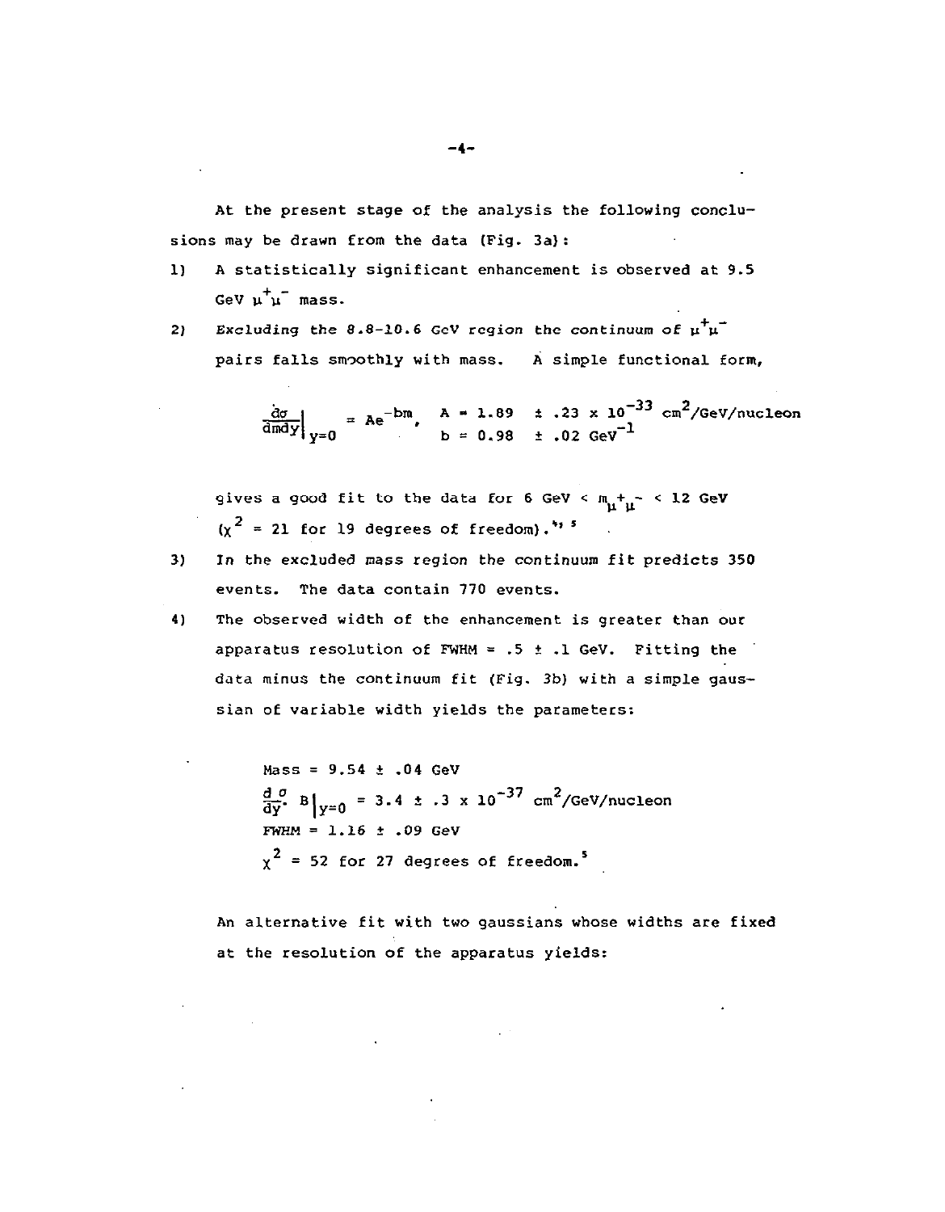At the present stage of the analysis the following conclusions may be drawn from the data (Fig. 3a):

1) A statistically significant enhancement is observed at 9.5 GeV $\mu^+\mu^-$ mass.
2) Excluding the 8.8-10.6 GeV region the continuum of $\mu^+\mu^-$ pairs falls smoothly with mass. A simple functional form,

$$\left.\frac{d\sigma}{dm dy}\right|_{y=0} = Ae^{-bm}, \quad \begin{array}{l} A = 1.89 \pm .23 \times 10^{-33} \text{ cm}^2/\text{GeV/nucleon} \\ b = 0.98 \pm .02 \text{ GeV}^{-1} \end{array}$$

gives a good fit to the data for 6 GeV $< m_{\mu^+\mu^-} <$ 12 GeV ($\chi^2$ = 21 for 19 degrees of freedom).[4,5]

3) In the excluded mass region the continuum fit predicts 350 events. The data contain 770 events.
4) The observed width of the enhancement is greater than our apparatus resolution of FWHM = .5 ± .1 GeV. Fitting the data minus the continuum fit (Fig. 3b) with a simple gaussian of variable width yields the parameters:

Mass = 9.54 ± .04 GeV

$\left.\frac{d\sigma}{dy} B\right|_{y=0} = 3.4 \pm .3 \times 10^{-37}$ cm$^2$/GeV/nucleon

FWHM = 1.16 ± .09 GeV

$\chi^2$ = 52 for 27 degrees of freedom.[5]

An alternative fit with two gaussians whose widths are fixed at the resolution of the apparatus yields: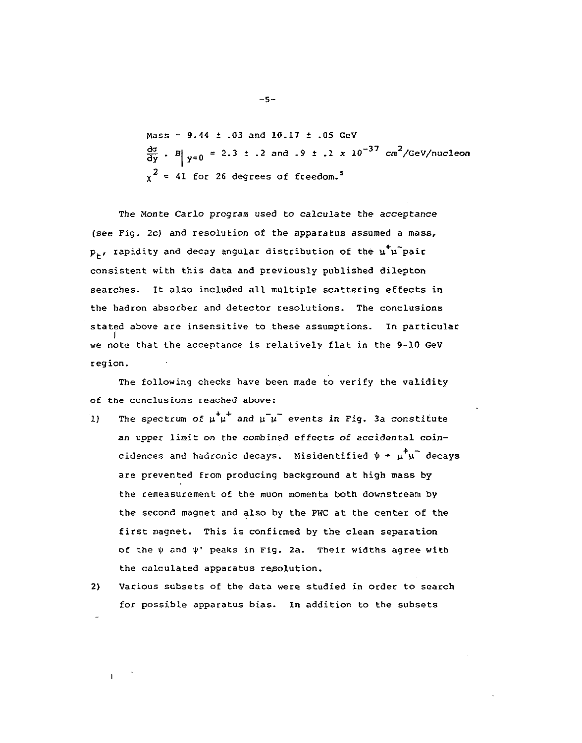Mass = 9.44 ± .03 and 10.17 ± .05 GeV

$\frac{d\sigma}{dy} \cdot B\Big|_{y=0} = 2.3 \pm .2$ and $.9 \pm .1 \times 10^{-37}$ $cm^2$/GeV/nucleon

$\chi^2 = 41$ for 26 degrees of freedom.[5]

The Monte Carlo program used to calculate the acceptance (see Fig. 2c) and resolution of the apparatus assumed a mass, $p_t$, rapidity and decay angular distribution of the $\mu^+\mu^-$ pair consistent with this data and previously published dilepton searches. It also included all multiple scattering effects in the hadron absorber and detector resolutions. The conclusions stated above are insensitive to these assumptions. In particular we note that the acceptance is relatively flat in the 9-10 GeV region.

The following checks have been made to verify the validity of the conclusions reached above:

1) The spectrum of $\mu^+\mu^+$ and $\mu^-\mu^-$ events in Fig. 3a constitute an upper limit on the combined effects of accidental coincidences and hadronic decays. Misidentified $\psi \to \mu^+\mu^-$ decays are prevented from producing background at high mass by the remeasurement of the muon momenta both downstream by the second magnet and also by the PWC at the center of the first magnet. This is confirmed by the clean separation of the $\psi$ and $\psi'$ peaks in Fig. 2a. Their widths agree with the calculated apparatus resolution.

2) Various subsets of the data were studied in order to search for possible apparatus bias. In addition to the subsets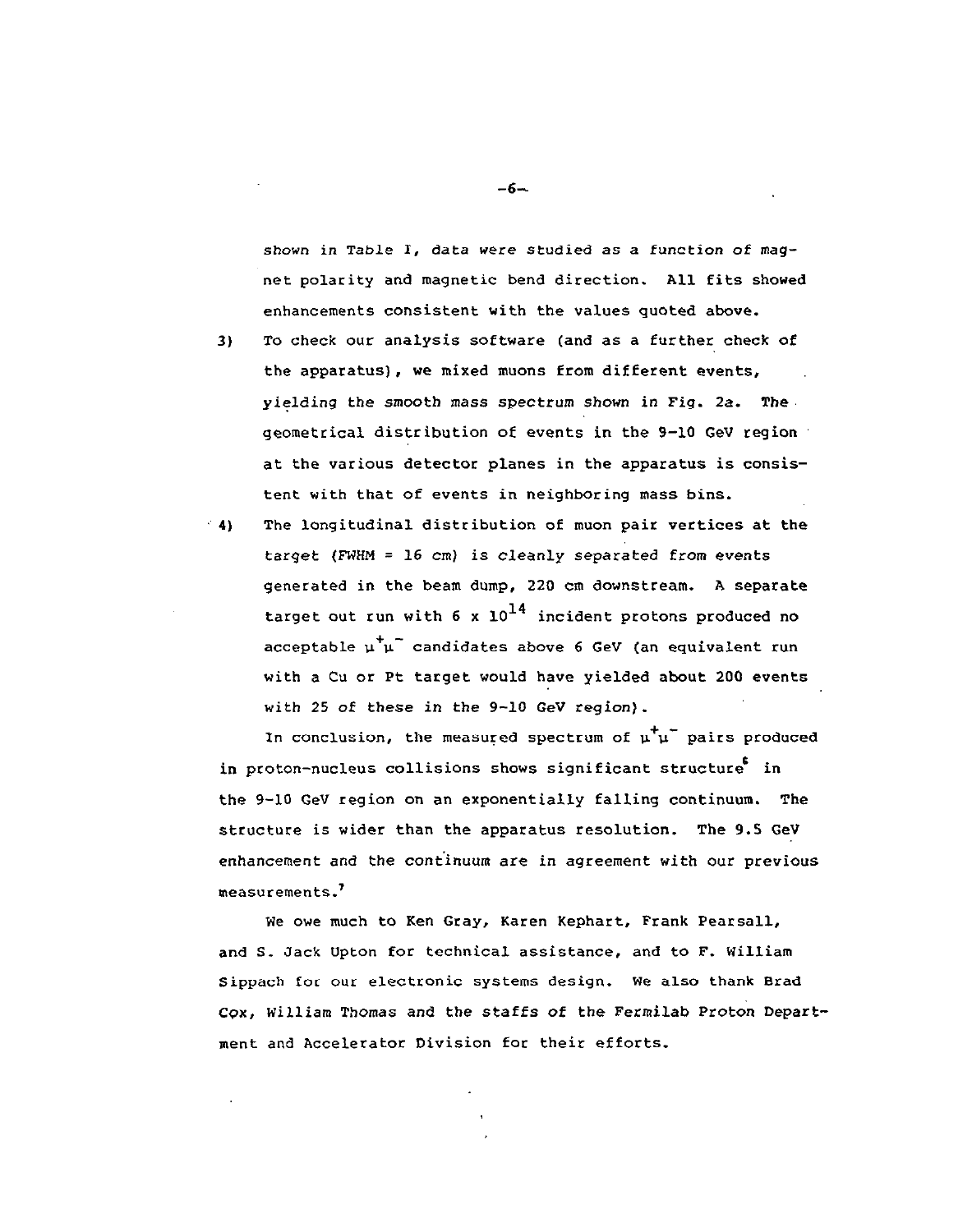shown in Table I, data were studied as a function of magnet polarity and magnetic bend direction. All fits showed enhancements consistent with the values quoted above.

3) To check our analysis software (and as a further check of the apparatus), we mixed muons from different events, yielding the smooth mass spectrum shown in Fig. 2a. The geometrical distribution of events in the 9-10 GeV region at the various detector planes in the apparatus is consistent with that of events in neighboring mass bins.

4) The longitudinal distribution of muon pair vertices at the target (FWHM = 16 cm) is cleanly separated from events generated in the beam dump, 220 cm downstream. A separate target out run with $6 \times 10^{14}$ incident protons produced no acceptable $\mu^+\mu^-$ candidates above 6 GeV (an equivalent run with a Cu or Pt target would have yielded about 200 events with 25 of these in the 9-10 GeV region).

In conclusion, the measured spectrum of $\mu^+\mu^-$ pairs produced in proton-nucleus collisions shows significant structure[6] in the 9-10 GeV region on an exponentially falling continuum. The structure is wider than the apparatus resolution. The 9.5 GeV enhancement and the continuum are in agreement with our previous measurements.[7]

We owe much to Ken Gray, Karen Kephart, Frank Pearsall, and S. Jack Upton for technical assistance, and to F. William Sippach for our electronic systems design. We also thank Brad Cox, William Thomas and the staffs of the Fermilab Proton Department and Accelerator Division for their efforts.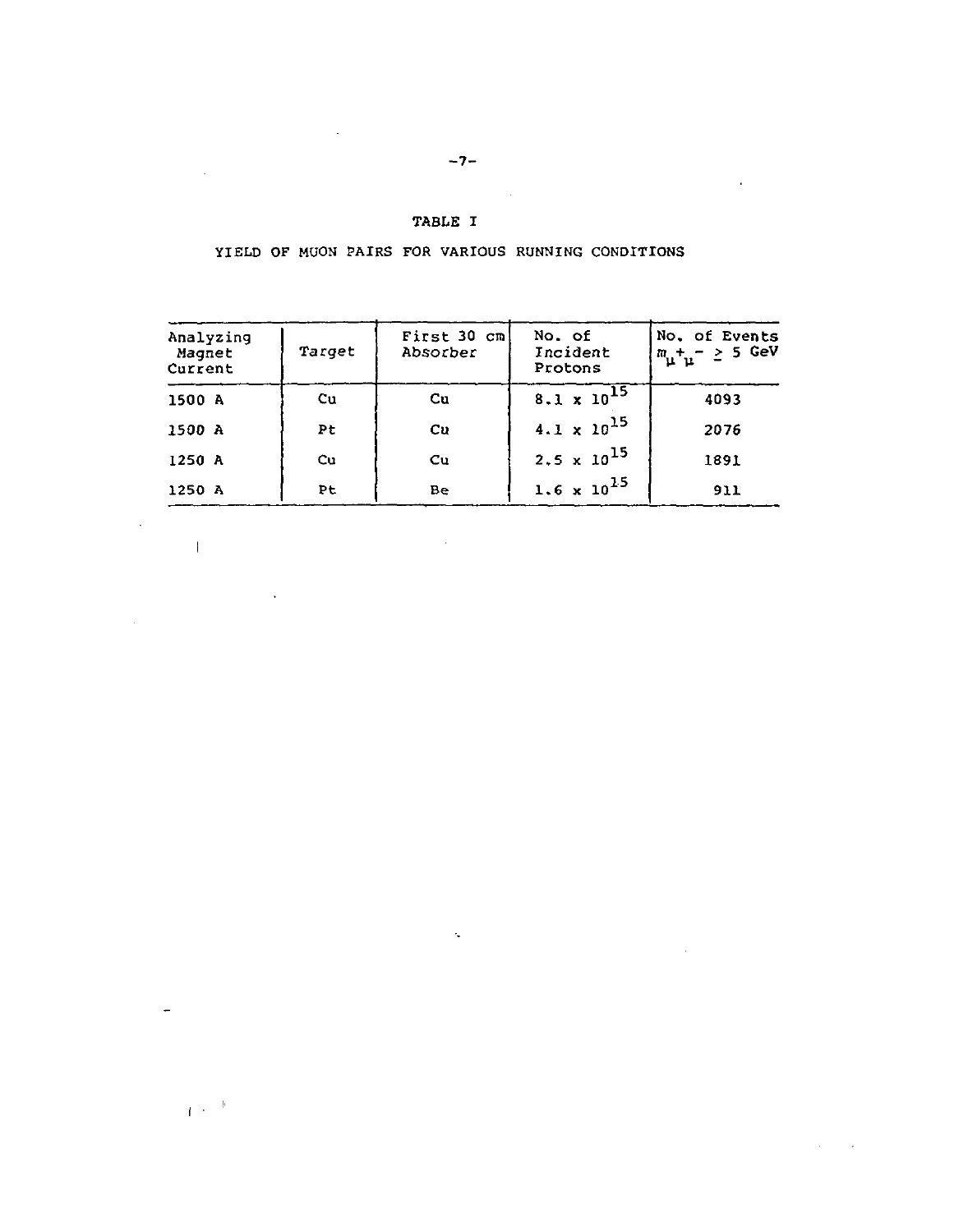## TABLE I

### YIELD OF MUON PAIRS FOR VARIOUS RUNNING CONDITIONS

| Analyzing Magnet Current | Target | First 30 cm Absorber | No. of Incident Protons | No. of Events $m_{\mu^+\mu^-} \geq 5$ GeV |
|---|---|---|---|---|
| 1500 A | Cu | Cu | $8.1 \times 10^{15}$ | 4093 |
| 1500 A | Pt | Cu | $4.1 \times 10^{15}$ | 2076 |
| 1250 A | Cu | Cu | $2.5 \times 10^{15}$ | 1891 |
| 1250 A | Pt | Be | $1.6 \times 10^{15}$ | 911 |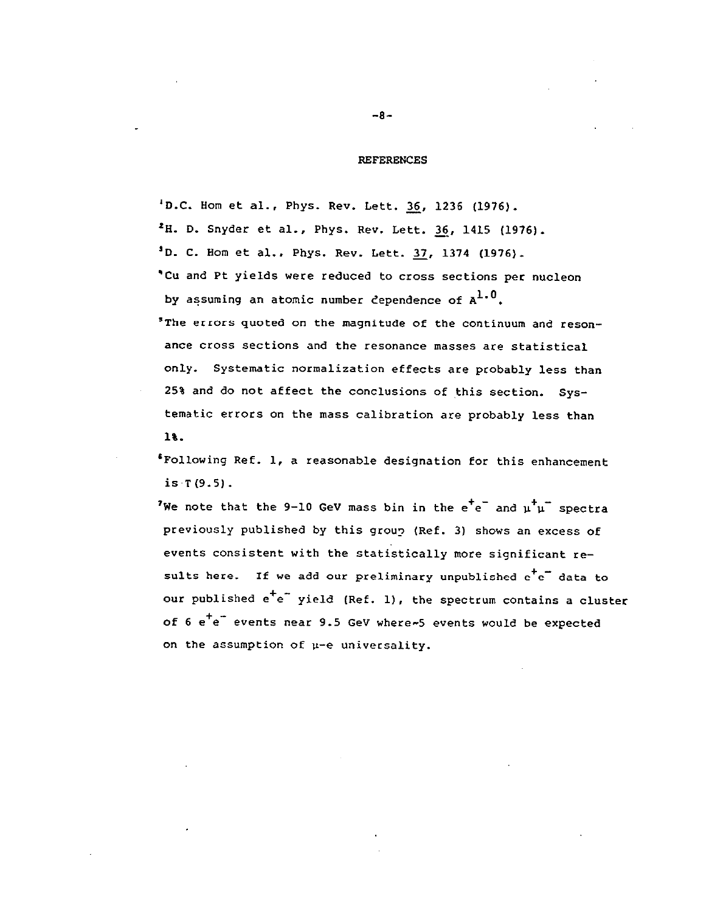## REFERENCES

[1]D.C. Hom et al., Phys. Rev. Lett. 36, 1236 (1976).

[2]H. D. Snyder et al., Phys. Rev. Lett. 36, 1415 (1976).

[3]D. C. Hom et al., Phys. Rev. Lett. 37, 1374 (1976).

[4]Cu and Pt yields were reduced to cross sections per nucleon by assuming an atomic number dependence of $A^{1.0}$.

[5]The errors quoted on the magnitude of the continuum and resonance cross sections and the resonance masses are statistical only. Systematic normalization effects are probably less than 25% and do not affect the conclusions of this section. Systematic errors on the mass calibration are probably less than 1%.

[6]Following Ref. 1, a reasonable designation for this enhancement is $\Upsilon(9.5)$.

[7]We note that the 9-10 GeV mass bin in the $e^+e^-$ and $\mu^+\mu^-$ spectra previously published by this group (Ref. 3) shows an excess of events consistent with the statistically more significant results here. If we add our preliminary unpublished $e^+e^-$ data to our published $e^+e^-$ yield (Ref. 1), the spectrum contains a cluster of 6 $e^+e^-$ events near 9.5 GeV where ~5 events would be expected on the assumption of $\mu$-e universality.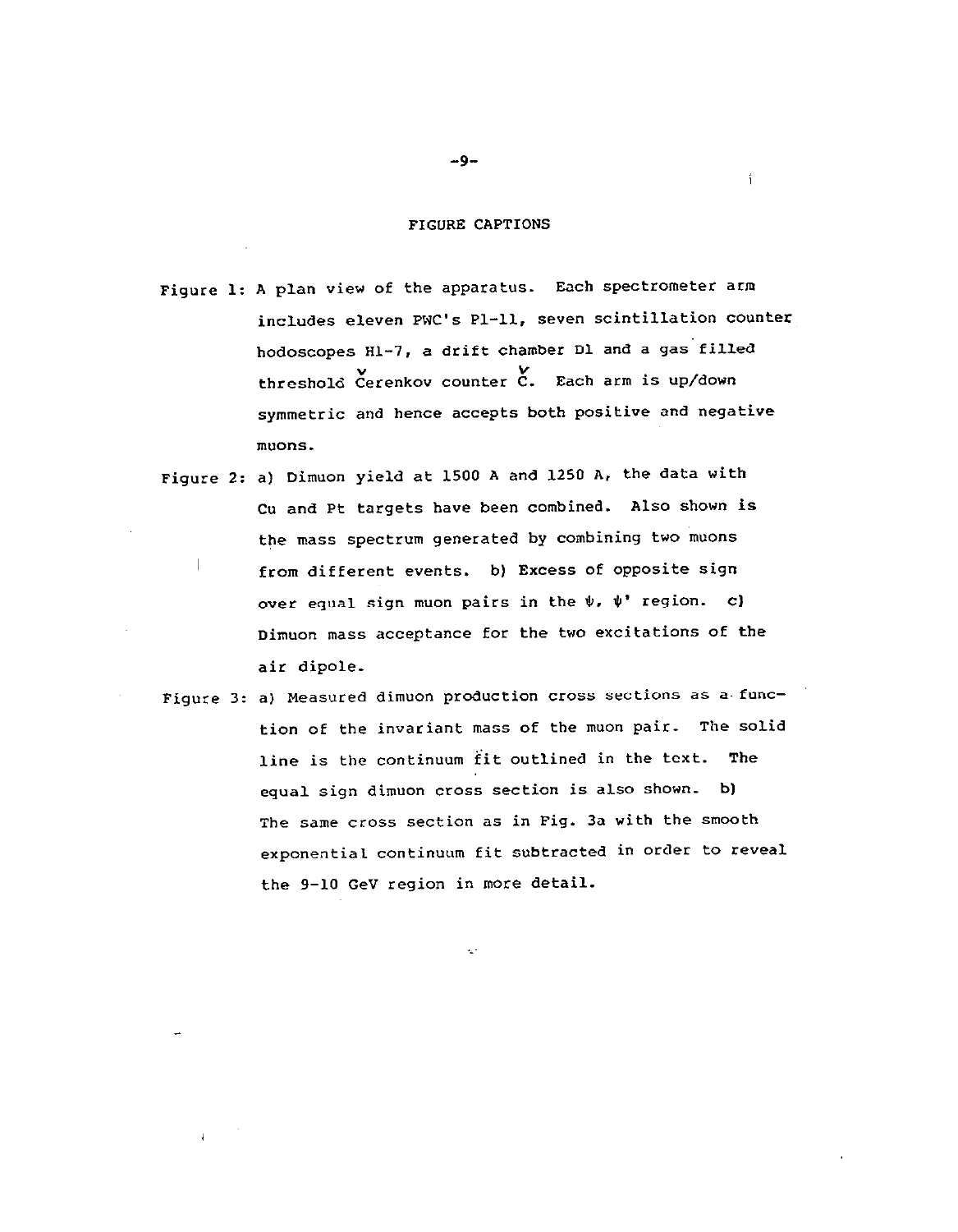## FIGURE CAPTIONS

Figure 1: A plan view of the apparatus. Each spectrometer arm includes eleven PWC's P1-11, seven scintillation counter hodoscopes H1-7, a drift chamber D1 and a gas filled threshold Čerenkov counter Č. Each arm is up/down symmetric and hence accepts both positive and negative muons.

Figure 2: a) Dimuon yield at 1500 A and 1250 A, the data with Cu and Pt targets have been combined. Also shown is the mass spectrum generated by combining two muons from different events. b) Excess of opposite sign over equal sign muon pairs in the $\psi$, $\psi'$ region. c) Dimuon mass acceptance for the two excitations of the air dipole.

Figure 3: a) Measured dimuon production cross sections as a function of the invariant mass of the muon pair. The solid line is the continuum fit outlined in the text. The equal sign dimuon cross section is also shown. b) The same cross section as in Fig. 3a with the smooth exponential continuum fit subtracted in order to reveal the 9-10 GeV region in more detail.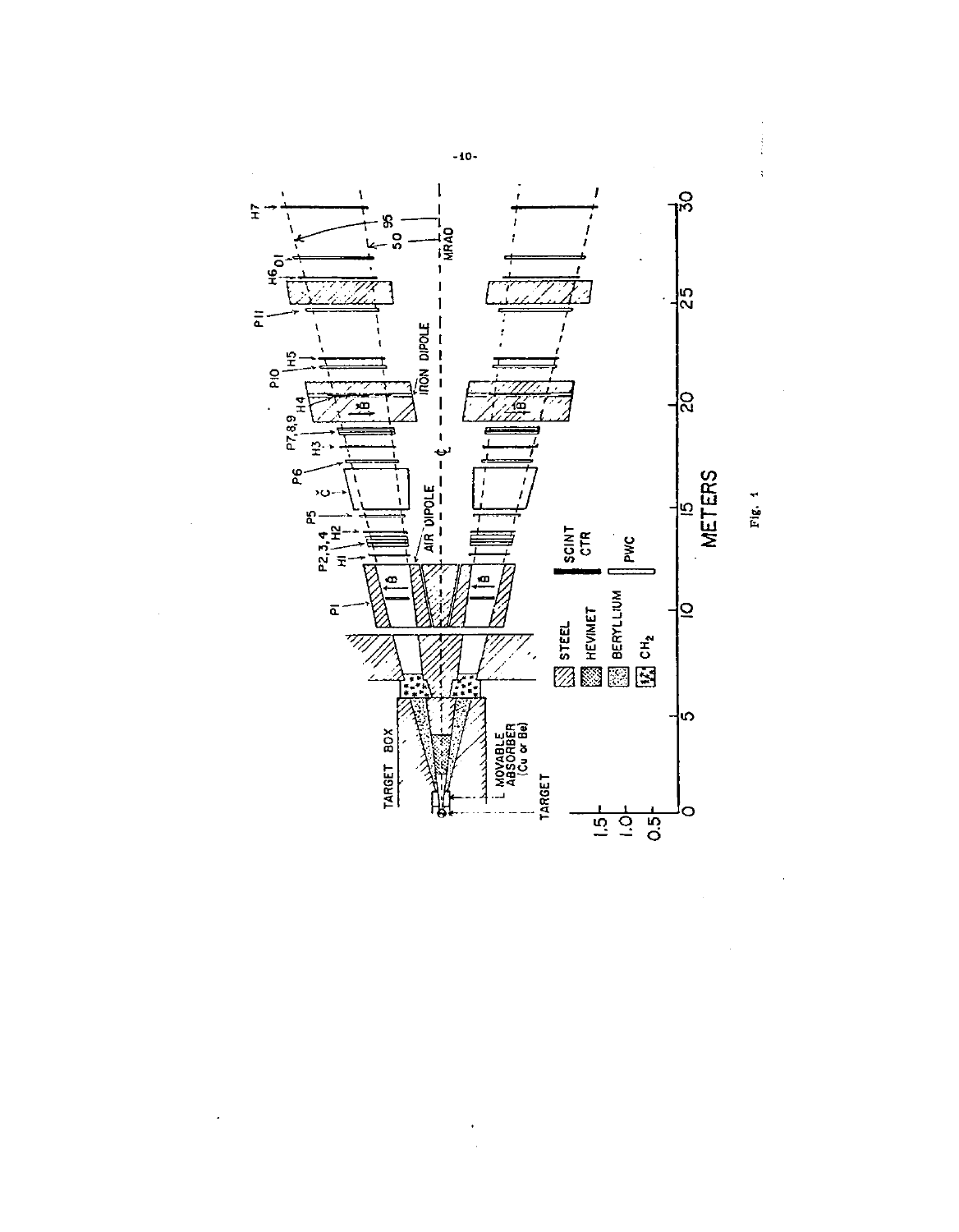Fig. 1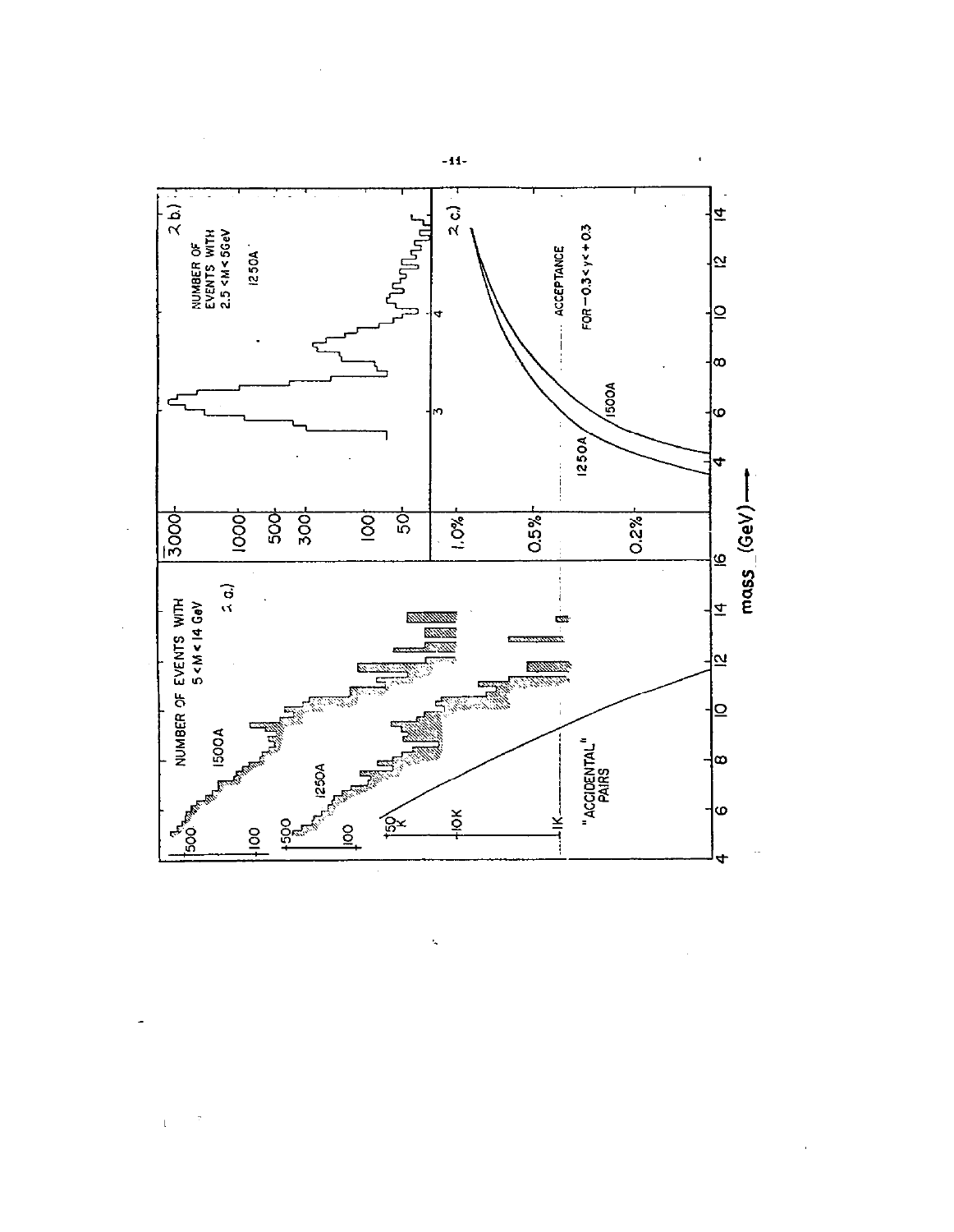NUMBER OF EVENTS WITH $5 < M < 14$ GeV

2 a.)

1500A

1250A

"ACCIDENTAL" PAIRS

NUMBER OF EVENTS WITH $2.5 < M < 5$ GeV

1250A

2 b.)

ACCEPTANCE FOR $-0.3 < y < +0.3$

1250A

1500A

2 c.)

mass (GeV) ⟶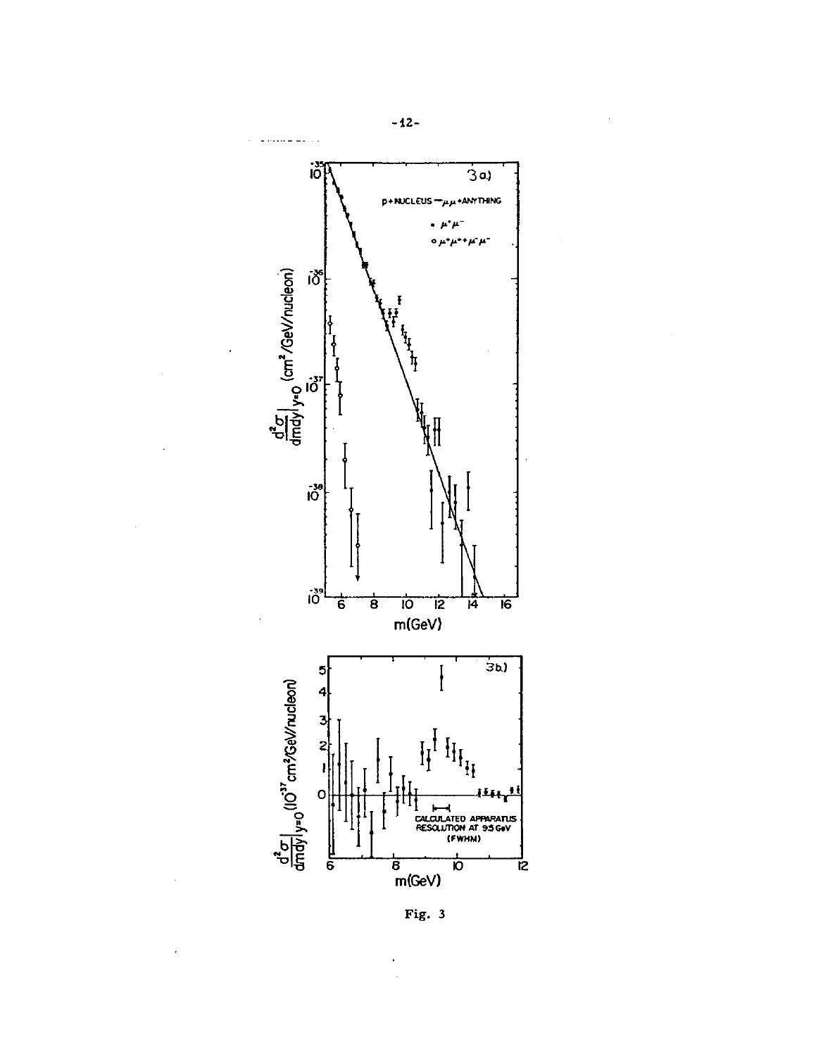3a)

p + NUCLEUS → $\mu\mu$ + ANYTHING

• $\mu^+\mu^-$

○ $\mu^+\mu^+ + \mu^-\mu^-$

$\left.\frac{d^2\sigma}{dm\,dy}\right|_{y=0}$ (cm$^2$/GeV/nucleon)

$10^{-35}$

$10^{-36}$

$10^{-37}$

$10^{-38}$

$10^{-39}$

6 8 10 12 14 16

m(GeV)

3b)

$\left.\frac{d^2\sigma}{dm\,dy}\right|_{y=0}$ ($10^{-37}$ cm$^2$/GeV/nucleon)

5 4 3 2 1 0

CALCULATED APPARATUS RESOLUTION AT 9.5 GeV (FWHM)

6 8 10 12

m(GeV)

Fig. 3